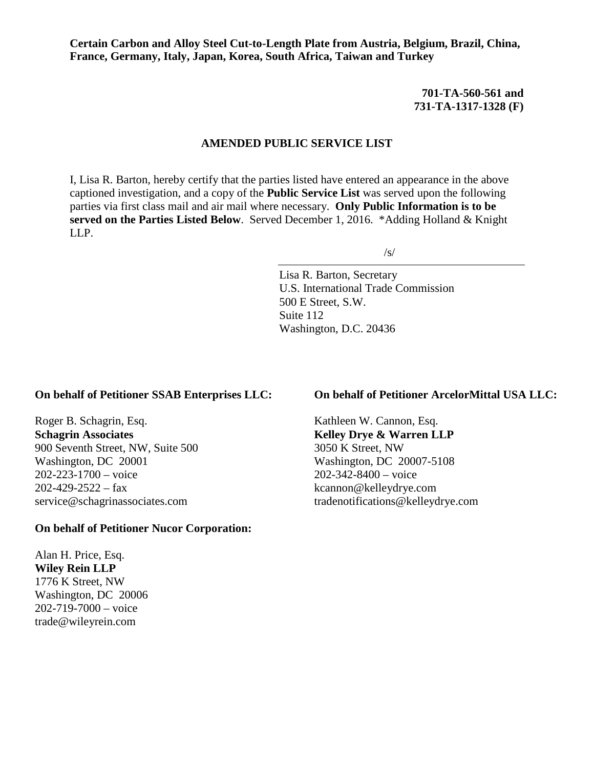**Certain Carbon and Alloy Steel Cut-to-Length Plate from Austria, Belgium, Brazil, China, France, Germany, Italy, Japan, Korea, South Africa, Taiwan and Turkey**

**701-TA-560-561 and**
**731-TA-1317-1328 (F)**

## AMENDED PUBLIC SERVICE LIST

I, Lisa R. Barton, hereby certify that the parties listed have entered an appearance in the above captioned investigation, and a copy of the **Public Service List** was served upon the following parties via first class mail and air mail where necessary. **Only Public Information is to be served on the Parties Listed Below**. Served December 1, 2016. *Adding Holland & Knight LLP.

/s/

Lisa R. Barton, Secretary
U.S. International Trade Commission
500 E Street, S.W.
Suite 112
Washington, D.C. 20436

**On behalf of Petitioner SSAB Enterprises LLC:**

Roger B. Schagrin, Esq.
**Schagrin Associates**
900 Seventh Street, NW, Suite 500
Washington, DC 20001
202-223-1700 – voice
202-429-2522 – fax
service@schagrinassociates.com

**On behalf of Petitioner Nucor Corporation:**

Alan H. Price, Esq.
**Wiley Rein LLP**
1776 K Street, NW
Washington, DC 20006
202-719-7000 – voice
trade@wileyrein.com

**On behalf of Petitioner ArcelorMittal USA LLC:**

Kathleen W. Cannon, Esq.
**Kelley Drye & Warren LLP**
3050 K Street, NW
Washington, DC 20007-5108
202-342-8400 – voice
kcannon@kelleydrye.com
tradenotifications@kelleydrye.com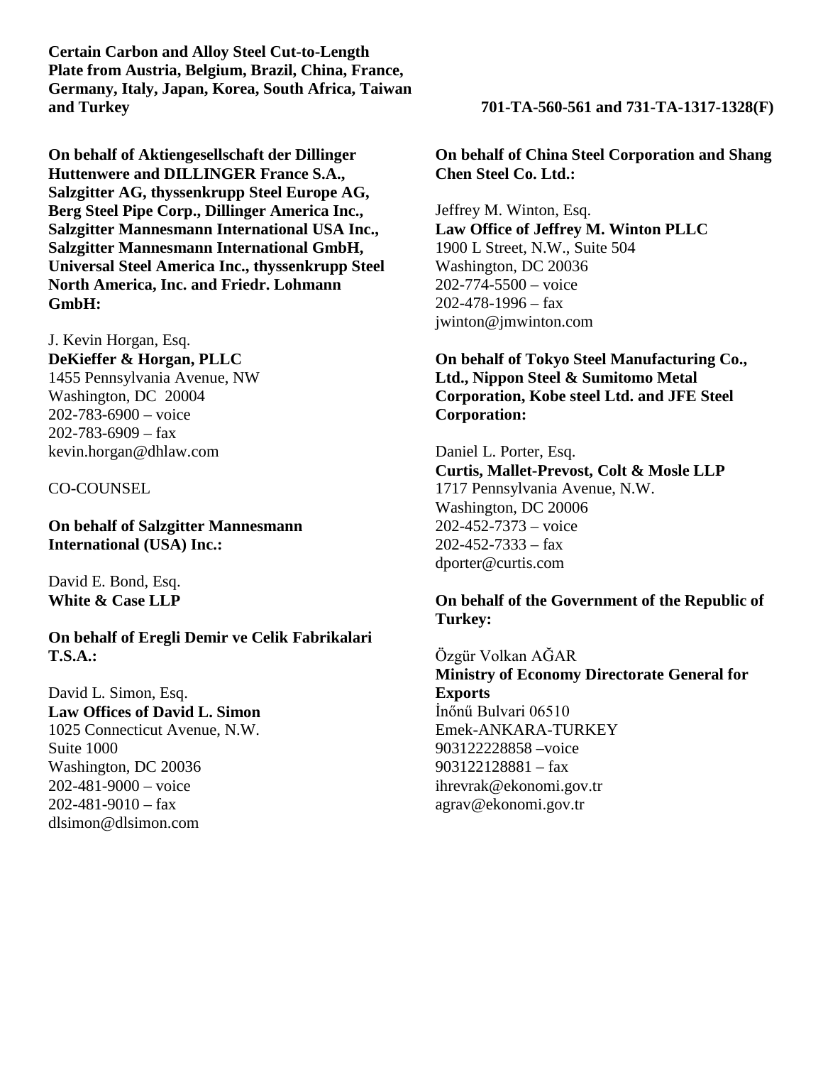**Certain Carbon and Alloy Steel Cut-to-Length Plate from Austria, Belgium, Brazil, China, France, Germany, Italy, Japan, Korea, South Africa, Taiwan and Turkey**

**701-TA-560-561 and 731-TA-1317-1328(F)**

**On behalf of Aktiengesellschaft der Dillinger Huttenwere and DILLINGER France S.A., Salzgitter AG, thyssenkrupp Steel Europe AG, Berg Steel Pipe Corp., Dillinger America Inc., Salzgitter Mannesmann International USA Inc., Salzgitter Mannesmann International GmbH, Universal Steel America Inc., thyssenkrupp Steel North America, Inc. and Friedr. Lohmann GmbH:**

J. Kevin Horgan, Esq.
**DeKieffer & Horgan, PLLC**
1455 Pennsylvania Avenue, NW
Washington, DC 20004
202-783-6900 – voice
202-783-6909 – fax
kevin.horgan@dhlaw.com

CO-COUNSEL

**On behalf of Salzgitter Mannesmann International (USA) Inc.:**

David E. Bond, Esq.
**White & Case LLP**

**On behalf of Eregli Demir ve Celik Fabrikalari T.S.A.:**

David L. Simon, Esq.
**Law Offices of David L. Simon**
1025 Connecticut Avenue, N.W.
Suite 1000
Washington, DC 20036
202-481-9000 – voice
202-481-9010 – fax
dlsimon@dlsimon.com

**On behalf of China Steel Corporation and Shang Chen Steel Co. Ltd.:**

Jeffrey M. Winton, Esq.
**Law Office of Jeffrey M. Winton PLLC**
1900 L Street, N.W., Suite 504
Washington, DC 20036
202-774-5500 – voice
202-478-1996 – fax
jwinton@jmwinton.com

**On behalf of Tokyo Steel Manufacturing Co., Ltd., Nippon Steel & Sumitomo Metal Corporation, Kobe steel Ltd. and JFE Steel Corporation:**

Daniel L. Porter, Esq.
**Curtis, Mallet-Prevost, Colt & Mosle LLP**
1717 Pennsylvania Avenue, N.W.
Washington, DC 20006
202-452-7373 – voice
202-452-7333 – fax
dporter@curtis.com

**On behalf of the Government of the Republic of Turkey:**

Özgür Volkan AĞAR
**Ministry of Economy Directorate General for Exports**
İnőnű Bulvari 06510
Emek-ANKARA-TURKEY
903122228858 –voice
903122128881 – fax
ihrevrak@ekonomi.gov.tr
agrav@ekonomi.gov.tr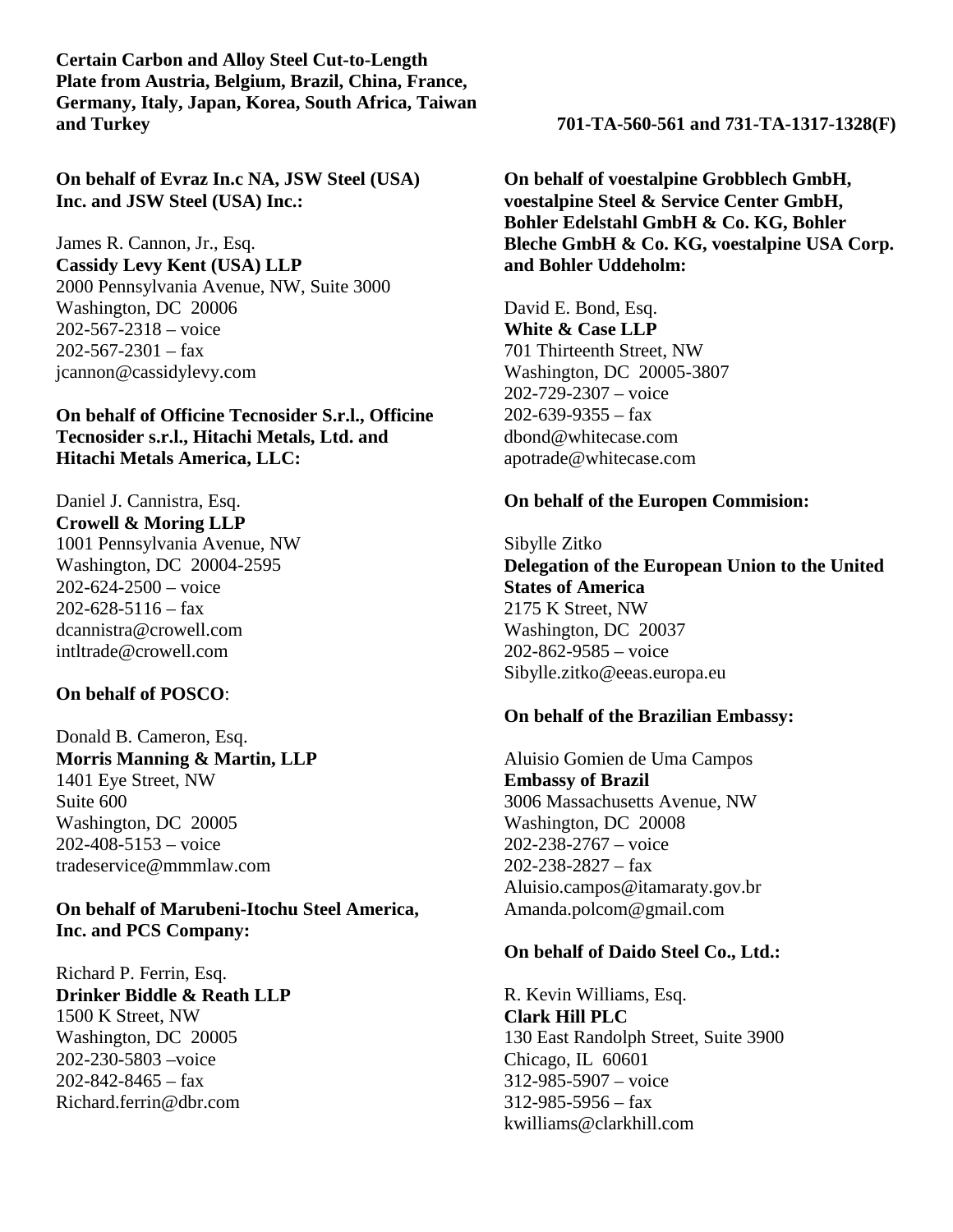**Certain Carbon and Alloy Steel Cut-to-Length Plate from Austria, Belgium, Brazil, China, France, Germany, Italy, Japan, Korea, South Africa, Taiwan and Turkey** **701-TA-560-561 and 731-TA-1317-1328(F)**

**On behalf of Evraz In.c NA, JSW Steel (USA) Inc. and JSW Steel (USA) Inc.:**

James R. Cannon, Jr., Esq.
**Cassidy Levy Kent (USA) LLP**
2000 Pennsylvania Avenue, NW, Suite 3000
Washington, DC 20006
202-567-2318 – voice
202-567-2301 – fax
jcannon@cassidylevy.com

**On behalf of Officine Tecnosider S.r.l., Officine Tecnosider s.r.l., Hitachi Metals, Ltd. and Hitachi Metals America, LLC:**

Daniel J. Cannistra, Esq.
**Crowell & Moring LLP**
1001 Pennsylvania Avenue, NW
Washington, DC 20004-2595
202-624-2500 – voice
202-628-5116 – fax
dcannistra@crowell.com
intltrade@crowell.com

**On behalf of POSCO**:

Donald B. Cameron, Esq.
**Morris Manning & Martin, LLP**
1401 Eye Street, NW
Suite 600
Washington, DC 20005
202-408-5153 – voice
tradeservice@mmmlaw.com

**On behalf of Marubeni-Itochu Steel America, Inc. and PCS Company:**

Richard P. Ferrin, Esq.
**Drinker Biddle & Reath LLP**
1500 K Street, NW
Washington, DC 20005
202-230-5803 –voice
202-842-8465 – fax
Richard.ferrin@dbr.com

**On behalf of voestalpine Grobblech GmbH, voestalpine Steel & Service Center GmbH, Bohler Edelstahl GmbH & Co. KG, Bohler Bleche GmbH & Co. KG, voestalpine USA Corp. and Bohler Uddeholm:**

David E. Bond, Esq.
**White & Case LLP**
701 Thirteenth Street, NW
Washington, DC 20005-3807
202-729-2307 – voice
202-639-9355 – fax
dbond@whitecase.com
apotrade@whitecase.com

**On behalf of the Europen Commision:**

Sibylle Zitko
**Delegation of the European Union to the United States of America**
2175 K Street, NW
Washington, DC 20037
202-862-9585 – voice
Sibylle.zitko@eeas.europa.eu

**On behalf of the Brazilian Embassy:**

Aluisio Gomien de Uma Campos
**Embassy of Brazil**
3006 Massachusetts Avenue, NW
Washington, DC 20008
202-238-2767 – voice
202-238-2827 – fax
Aluisio.campos@itamaraty.gov.br
Amanda.polcom@gmail.com

**On behalf of Daido Steel Co., Ltd.:**

R. Kevin Williams, Esq.
**Clark Hill PLC**
130 East Randolph Street, Suite 3900
Chicago, IL 60601
312-985-5907 – voice
312-985-5956 – fax
kwilliams@clarkhill.com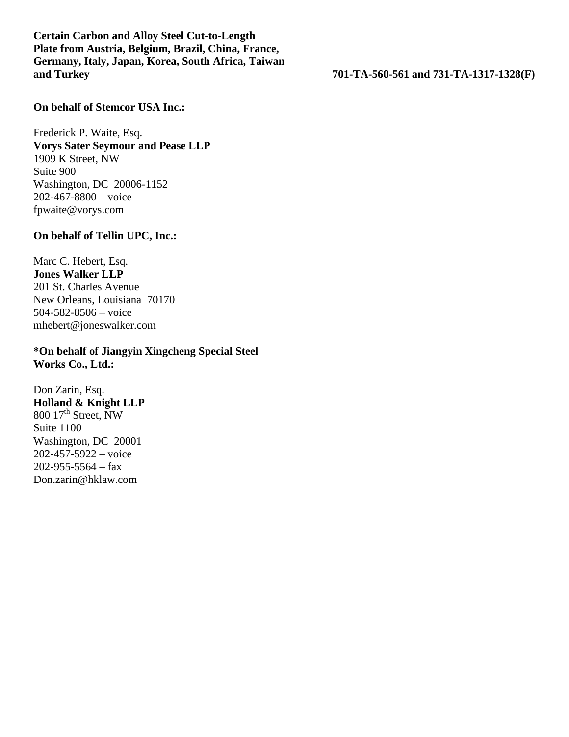**Certain Carbon and Alloy Steel Cut-to-Length Plate from Austria, Belgium, Brazil, China, France, Germany, Italy, Japan, Korea, South Africa, Taiwan and Turkey** **701-TA-560-561 and 731-TA-1317-1328(F)**

**On behalf of Stemcor USA Inc.:**

Frederick P. Waite, Esq.
**Vorys Sater Seymour and Pease LLP**
1909 K Street, NW
Suite 900
Washington, DC 20006-1152
202-467-8800 – voice
fpwaite@vorys.com

**On behalf of Tellin UPC, Inc.:**

Marc C. Hebert, Esq.
**Jones Walker LLP**
201 St. Charles Avenue
New Orleans, Louisiana 70170
504-582-8506 – voice
mhebert@joneswalker.com

*On behalf of Jiangyin Xingcheng Special Steel Works Co., Ltd.:

Don Zarin, Esq.
**Holland & Knight LLP**
800 17th Street, NW
Suite 1100
Washington, DC 20001
202-457-5922 – voice
202-955-5564 – fax
Don.zarin@hklaw.com